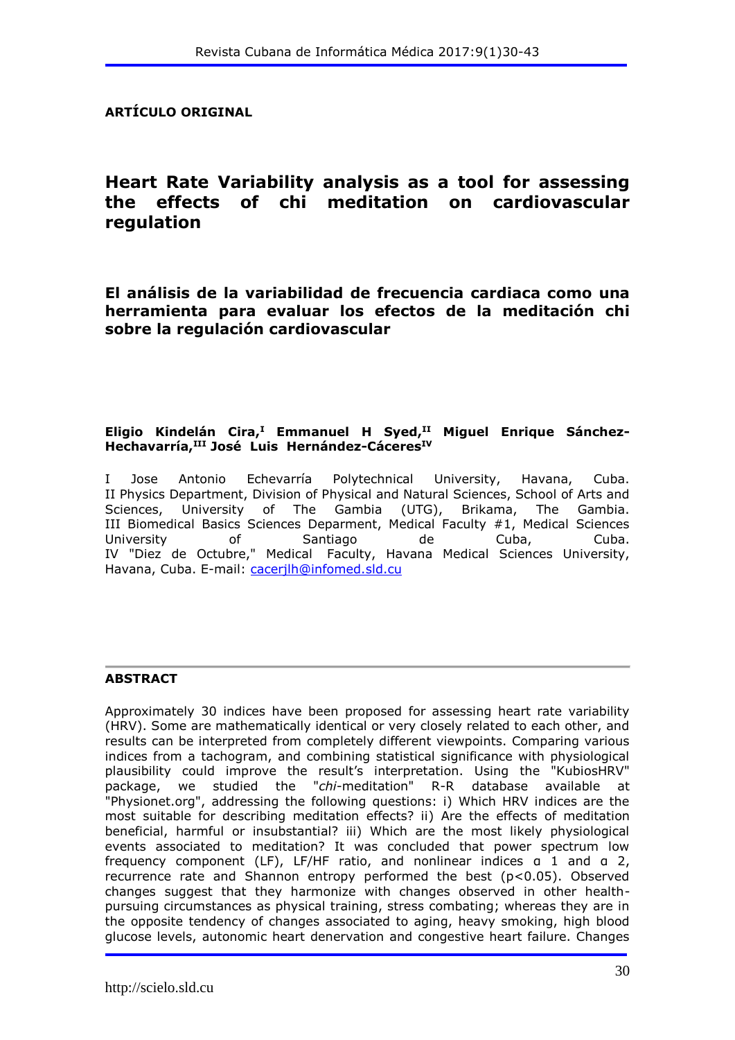**ARTÍCULO ORIGINAL**

# Heart Rate Variability analysis as a tool for assessing the effects of chi meditation on cardiovascular regulation

## El análisis de la variabilidad de frecuencia cardiaca como una herramienta para evaluar los efectos de la meditación chi sobre la regulación cardiovascular

**Eligio Kindelán Cira,[I] Emmanuel H Syed,[II] Miguel Enrique Sánchez-Hechavarría,[III] José Luis Hernández-Cáceres[IV]**

I Jose Antonio Echevarría Polytechnical University, Havana, Cuba.
II Physics Department, Division of Physical and Natural Sciences, School of Arts and Sciences, University of The Gambia (UTG), Brikama, The Gambia.
III Biomedical Basics Sciences Deparment, Medical Faculty #1, Medical Sciences University of Santiago de Cuba, Cuba.
IV "Diez de Octubre," Medical Faculty, Havana Medical Sciences University, Havana, Cuba. E-mail: cacerjlh@infomed.sld.cu

---

**ABSTRACT**

Approximately 30 indices have been proposed for assessing heart rate variability (HRV). Some are mathematically identical or very closely related to each other, and results can be interpreted from completely different viewpoints. Comparing various indices from a tachogram, and combining statistical significance with physiological plausibility could improve the result's interpretation. Using the "KubiosHRV" package, we studied the "*chi*-meditation" R-R database available at "Physionet.org", addressing the following questions: i) Which HRV indices are the most suitable for describing meditation effects? ii) Are the effects of meditation beneficial, harmful or insubstantial? iii) Which are the most likely physiological events associated to meditation? It was concluded that power spectrum low frequency component (LF), LF/HF ratio, and nonlinear indices α 1 and α 2, recurrence rate and Shannon entropy performed the best ($p<0.05$). Observed changes suggest that they harmonize with changes observed in other health-pursuing circumstances as physical training, stress combating; whereas they are in the opposite tendency of changes associated to aging, heavy smoking, high blood glucose levels, autonomic heart denervation and congestive heart failure. Changes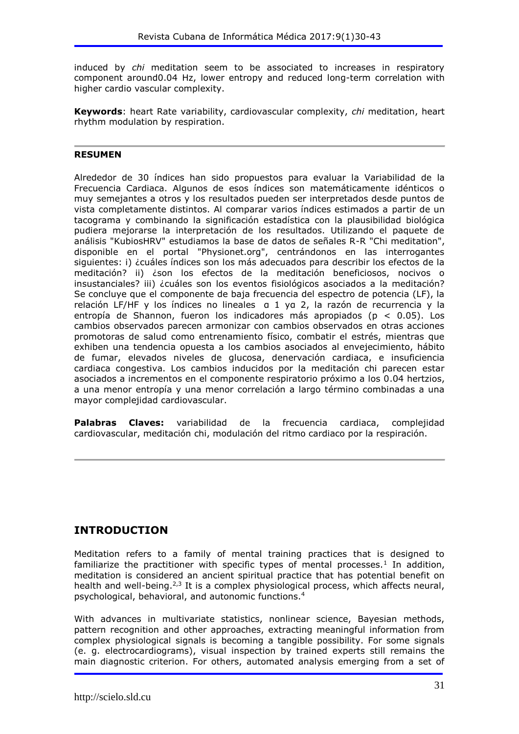induced by *chi* meditation seem to be associated to increases in respiratory component around0.04 Hz, lower entropy and reduced long-term correlation with higher cardio vascular complexity.

**Keywords**: heart Rate variability, cardiovascular complexity, *chi* meditation, heart rhythm modulation by respiration.

---

**RESUMEN**

Alrededor de 30 índices han sido propuestos para evaluar la Variabilidad de la Frecuencia Cardiaca. Algunos de esos índices son matemáticamente idénticos o muy semejantes a otros y los resultados pueden ser interpretados desde puntos de vista completamente distintos. Al comparar varios índices estimados a partir de un tacograma y combinando la significación estadística con la plausibilidad biológica pudiera mejorarse la interpretación de los resultados. Utilizando el paquete de análisis "KubiosHRV" estudiamos la base de datos de señales R-R "Chi meditation", disponible en el portal "Physionet.org", centrándonos en las interrogantes siguientes: i) ¿cuáles índices son los más adecuados para describir los efectos de la meditación? ii) ¿son los efectos de la meditación beneficiosos, nocivos o insustanciales? iii) ¿cuáles son los eventos fisiológicos asociados a la meditación? Se concluye que el componente de baja frecuencia del espectro de potencia (LF), la relación LF/HF y los índices no lineales $\alpha$ 1 y$\alpha$ 2, la razón de recurrencia y la entropía de Shannon, fueron los indicadores más apropiados ($p < 0.05$). Los cambios observados parecen armonizar con cambios observados en otras acciones promotoras de salud como entrenamiento físico, combatir el estrés, mientras que exhiben una tendencia opuesta a los cambios asociados al envejecimiento, hábito de fumar, elevados niveles de glucosa, denervación cardiaca, e insuficiencia cardiaca congestiva. Los cambios inducidos por la meditación chi parecen estar asociados a incrementos en el componente respiratorio próximo a los 0.04 hertzios, a una menor entropía y una menor correlación a largo término combinadas a una mayor complejidad cardiovascular.

**Palabras Claves:** variabilidad de la frecuencia cardiaca, complejidad cardiovascular, meditación chi, modulación del ritmo cardiaco por la respiración.

---

## INTRODUCTION

Meditation refers to a family of mental training practices that is designed to familiarize the practitioner with specific types of mental processes.[1] In addition, meditation is considered an ancient spiritual practice that has potential benefit on health and well-being.[2,3] It is a complex physiological process, which affects neural, psychological, behavioral, and autonomic functions.[4]

With advances in multivariate statistics, nonlinear science, Bayesian methods, pattern recognition and other approaches, extracting meaningful information from complex physiological signals is becoming a tangible possibility. For some signals (e. g. electrocardiograms), visual inspection by trained experts still remains the main diagnostic criterion. For others, automated analysis emerging from a set of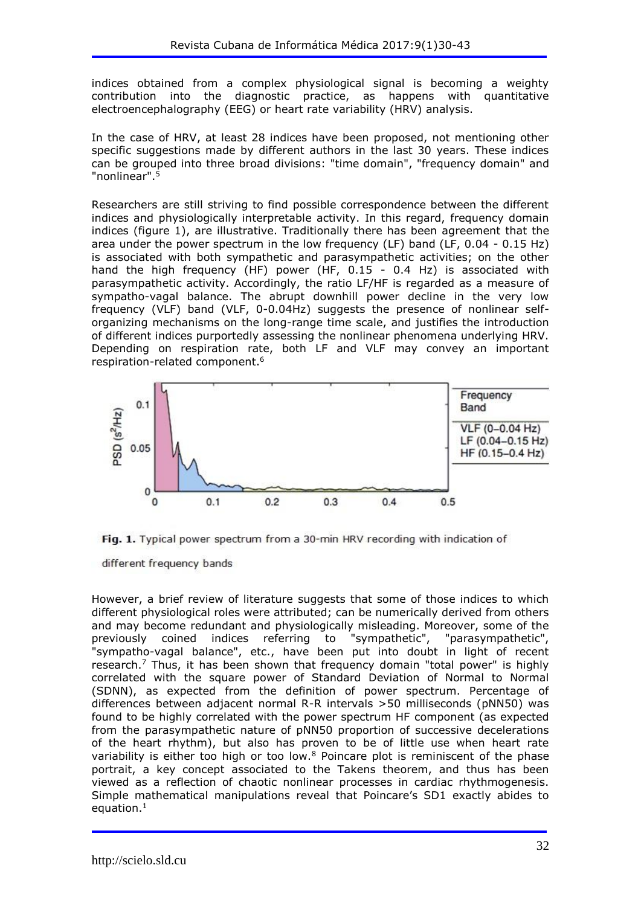indices obtained from a complex physiological signal is becoming a weighty contribution into the diagnostic practice, as happens with quantitative electroencephalography (EEG) or heart rate variability (HRV) analysis.

In the case of HRV, at least 28 indices have been proposed, not mentioning other specific suggestions made by different authors in the last 30 years. These indices can be grouped into three broad divisions: "time domain", "frequency domain" and "nonlinear".[5]

Researchers are still striving to find possible correspondence between the different indices and physiologically interpretable activity. In this regard, frequency domain indices (figure 1), are illustrative. Traditionally there has been agreement that the area under the power spectrum in the low frequency (LF) band (LF, 0.04 - 0.15 Hz) is associated with both sympathetic and parasympathetic activities; on the other hand the high frequency (HF) power (HF, 0.15 - 0.4 Hz) is associated with parasympathetic activity. Accordingly, the ratio LF/HF is regarded as a measure of sympatho-vagal balance. The abrupt downhill power decline in the very low frequency (VLF) band (VLF, 0-0.04Hz) suggests the presence of nonlinear self-organizing mechanisms on the long-range time scale, and justifies the introduction of different indices purportedly assessing the nonlinear phenomena underlying HRV. Depending on respiration rate, both LF and VLF may convey an important respiration-related component.[6]

**Fig. 1.** Typical power spectrum from a 30-min HRV recording with indication of different frequency bands

However, a brief review of literature suggests that some of those indices to which different physiological roles were attributed; can be numerically derived from others and may become redundant and physiologically misleading. Moreover, some of the previously coined indices referring to "sympathetic", "parasympathetic", "sympatho-vagal balance", etc., have been put into doubt in light of recent research.[7] Thus, it has been shown that frequency domain "total power" is highly correlated with the square power of Standard Deviation of Normal to Normal (SDNN), as expected from the definition of power spectrum. Percentage of differences between adjacent normal R-R intervals >50 milliseconds (pNN50) was found to be highly correlated with the power spectrum HF component (as expected from the parasympathetic nature of pNN50 proportion of successive decelerations of the heart rhythm), but also has proven to be of little use when heart rate variability is either too high or too low.[8] Poincare plot is reminiscent of the phase portrait, a key concept associated to the Takens theorem, and thus has been viewed as a reflection of chaotic nonlinear processes in cardiac rhythmogenesis. Simple mathematical manipulations reveal that Poincare's SD1 exactly abides to equation.[1]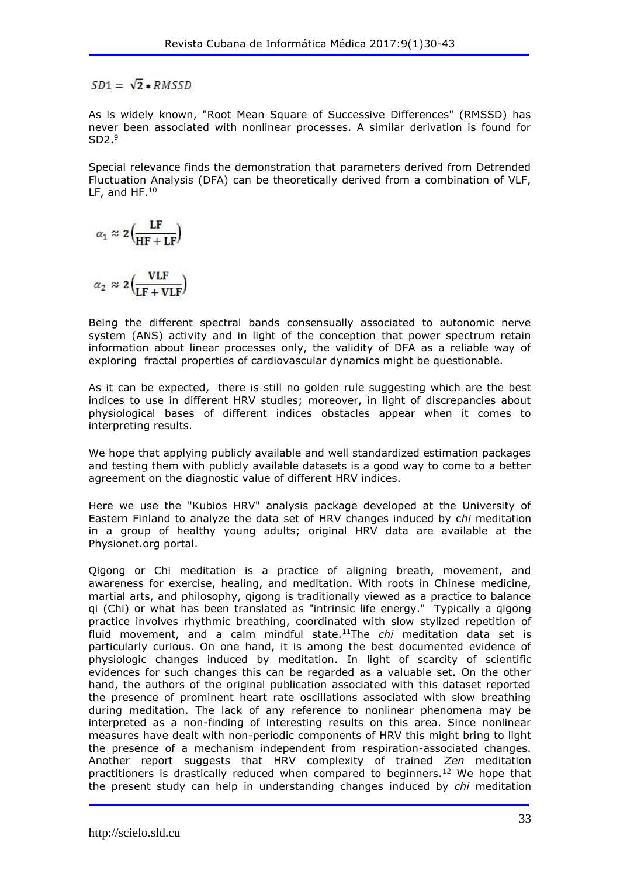$$SD1 = \sqrt{2} * RMSSD$$

As is widely known, "Root Mean Square of Successive Differences" (RMSSD) has never been associated with nonlinear processes. A similar derivation is found for SD2.[9]

Special relevance finds the demonstration that parameters derived from Detrended Fluctuation Analysis (DFA) can be theoretically derived from a combination of VLF, LF, and HF.[10]

$$\alpha_1 \approx 2\left(\frac{\mathrm{LF}}{\mathrm{HF} + \mathrm{LF}}\right)$$

$$\alpha_2 \approx 2\left(\frac{\mathrm{VLF}}{\mathrm{LF} + \mathrm{VLF}}\right)$$

Being the different spectral bands consensually associated to autonomic nerve system (ANS) activity and in light of the conception that power spectrum retain information about linear processes only, the validity of DFA as a reliable way of exploring fractal properties of cardiovascular dynamics might be questionable.

As it can be expected, there is still no golden rule suggesting which are the best indices to use in different HRV studies; moreover, in light of discrepancies about physiological bases of different indices obstacles appear when it comes to interpreting results.

We hope that applying publicly available and well standardized estimation packages and testing them with publicly available datasets is a good way to come to a better agreement on the diagnostic value of different HRV indices.

Here we use the "Kubios HRV" analysis package developed at the University of Eastern Finland to analyze the data set of HRV changes induced by *chi* meditation in a group of healthy young adults; original HRV data are available at the Physionet.org portal.

Qigong or Chi meditation is a practice of aligning breath, movement, and awareness for exercise, healing, and meditation. With roots in Chinese medicine, martial arts, and philosophy, qigong is traditionally viewed as a practice to balance qi (Chi) or what has been translated as "intrinsic life energy." Typically a qigong practice involves rhythmic breathing, coordinated with slow stylized repetition of fluid movement, and a calm mindful state.[11]The *chi* meditation data set is particularly curious. On one hand, it is among the best documented evidence of physiologic changes induced by meditation. In light of scarcity of scientific evidences for such changes this can be regarded as a valuable set. On the other hand, the authors of the original publication associated with this dataset reported the presence of prominent heart rate oscillations associated with slow breathing during meditation. The lack of any reference to nonlinear phenomena may be interpreted as a non-finding of interesting results on this area. Since nonlinear measures have dealt with non-periodic components of HRV this might bring to light the presence of a mechanism independent from respiration-associated changes. Another report suggests that HRV complexity of trained *Zen* meditation practitioners is drastically reduced when compared to beginners.[12] We hope that the present study can help in understanding changes induced by *chi* meditation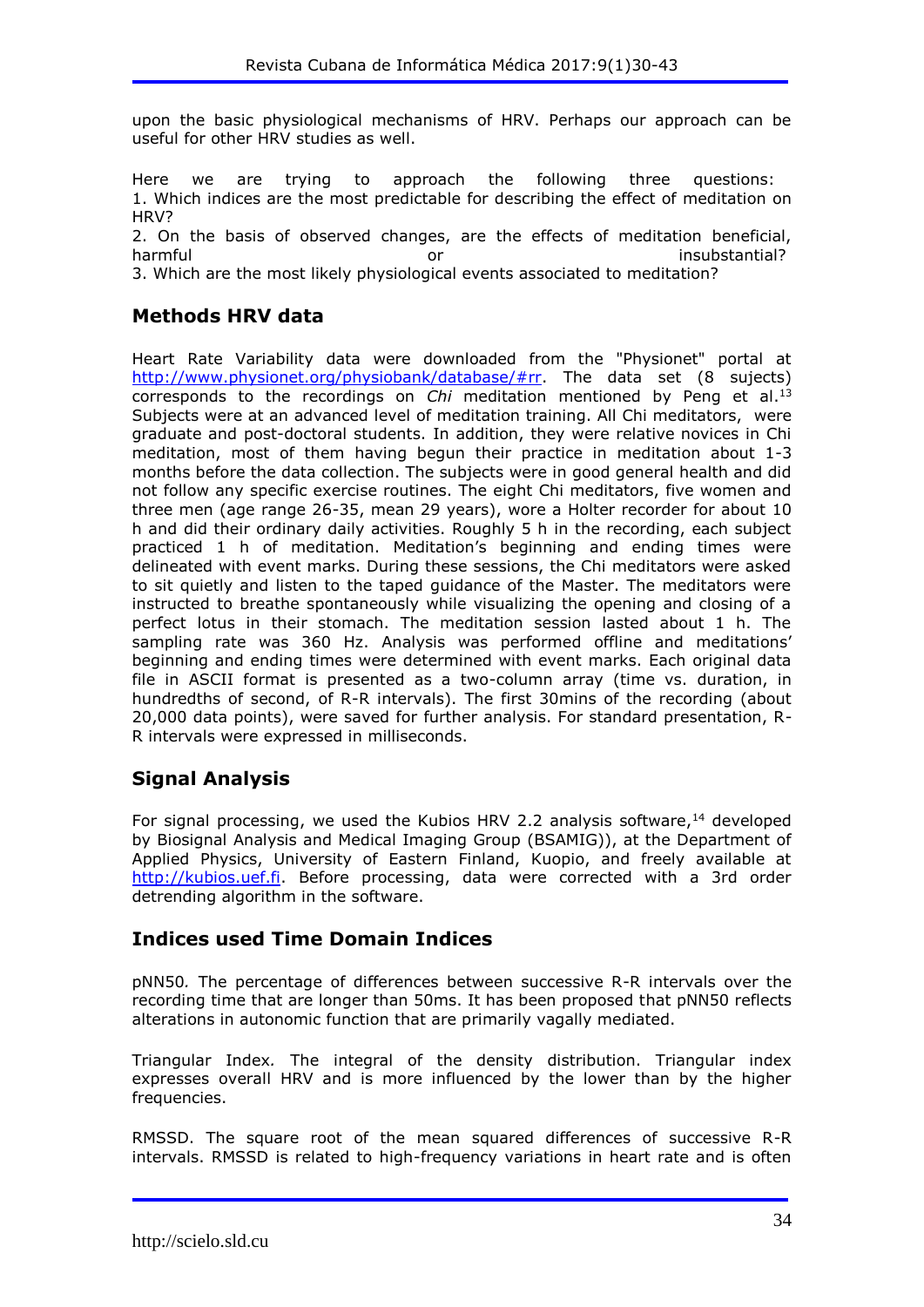upon the basic physiological mechanisms of HRV. Perhaps our approach can be useful for other HRV studies as well.

Here we are trying to approach the following three questions:
1. Which indices are the most predictable for describing the effect of meditation on HRV?
2. On the basis of observed changes, are the effects of meditation beneficial, harmful or insubstantial?
3. Which are the most likely physiological events associated to meditation?

## Methods HRV data

Heart Rate Variability data were downloaded from the "Physionet" portal at http://www.physionet.org/physiobank/database/#rr. The data set (8 sujects) corresponds to the recordings on *Chi* meditation mentioned by Peng et al.[13] Subjects were at an advanced level of meditation training. All Chi meditators, were graduate and post-doctoral students. In addition, they were relative novices in Chi meditation, most of them having begun their practice in meditation about 1-3 months before the data collection. The subjects were in good general health and did not follow any specific exercise routines. The eight Chi meditators, five women and three men (age range 26-35, mean 29 years), wore a Holter recorder for about 10 h and did their ordinary daily activities. Roughly 5 h in the recording, each subject practiced 1 h of meditation. Meditation's beginning and ending times were delineated with event marks. During these sessions, the Chi meditators were asked to sit quietly and listen to the taped guidance of the Master. The meditators were instructed to breathe spontaneously while visualizing the opening and closing of a perfect lotus in their stomach. The meditation session lasted about 1 h. The sampling rate was 360 Hz. Analysis was performed offline and meditations' beginning and ending times were determined with event marks. Each original data file in ASCII format is presented as a two-column array (time vs. duration, in hundredths of second, of R-R intervals). The first 30mins of the recording (about 20,000 data points), were saved for further analysis. For standard presentation, R-R intervals were expressed in milliseconds.

## Signal Analysis

For signal processing, we used the Kubios HRV 2.2 analysis software,[14] developed by Biosignal Analysis and Medical Imaging Group (BSAMIG)), at the Department of Applied Physics, University of Eastern Finland, Kuopio, and freely available at http://kubios.uef.fi. Before processing, data were corrected with a 3rd order detrending algorithm in the software.

## Indices used Time Domain Indices

pNN50*.* The percentage of differences between successive R-R intervals over the recording time that are longer than 50ms. It has been proposed that pNN50 reflects alterations in autonomic function that are primarily vagally mediated.

Triangular Index*.* The integral of the density distribution. Triangular index expresses overall HRV and is more influenced by the lower than by the higher frequencies.

RMSSD. The square root of the mean squared differences of successive R-R intervals. RMSSD is related to high-frequency variations in heart rate and is often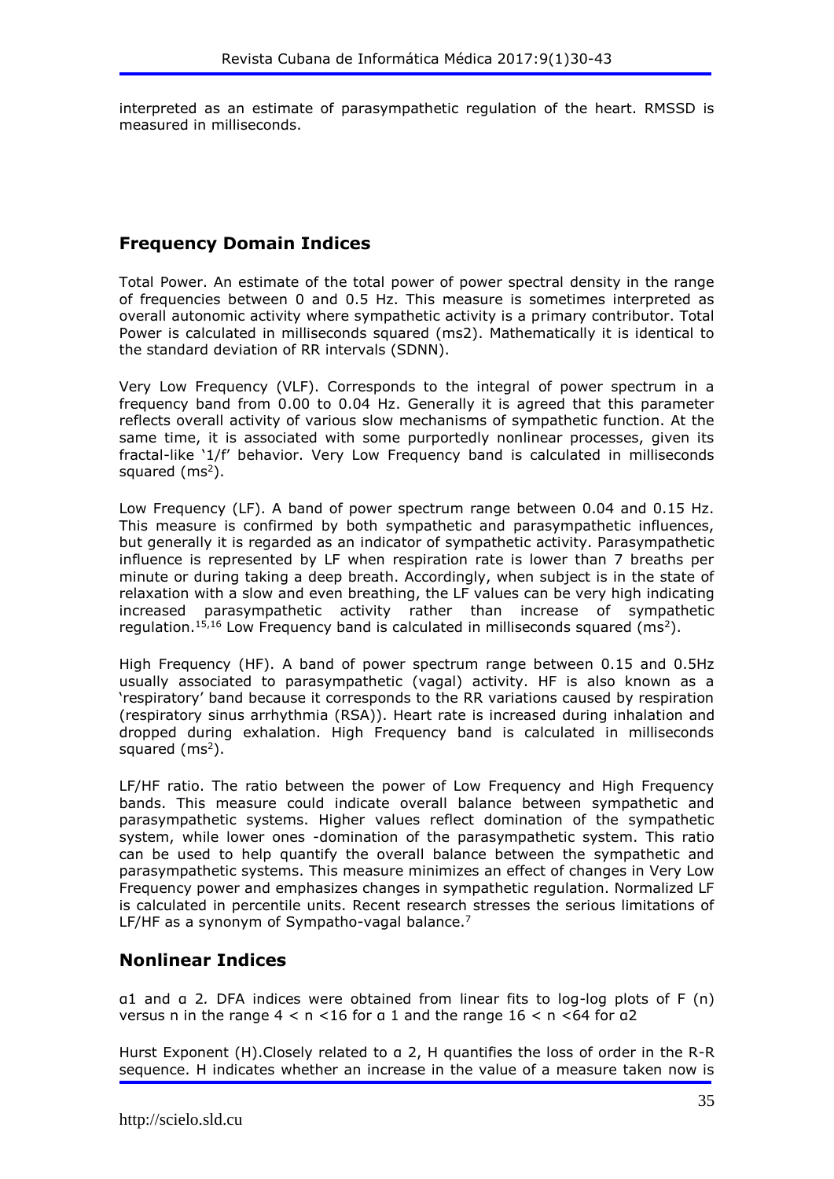interpreted as an estimate of parasympathetic regulation of the heart. RMSSD is measured in milliseconds.

## Frequency Domain Indices

Total Power. An estimate of the total power of power spectral density in the range of frequencies between 0 and 0.5 Hz. This measure is sometimes interpreted as overall autonomic activity where sympathetic activity is a primary contributor. Total Power is calculated in milliseconds squared (ms2). Mathematically it is identical to the standard deviation of RR intervals (SDNN).

Very Low Frequency (VLF). Corresponds to the integral of power spectrum in a frequency band from 0.00 to 0.04 Hz. Generally it is agreed that this parameter reflects overall activity of various slow mechanisms of sympathetic function. At the same time, it is associated with some purportedly nonlinear processes, given its fractal-like '1/f' behavior. Very Low Frequency band is calculated in milliseconds squared ($ms^2$).

Low Frequency (LF). A band of power spectrum range between 0.04 and 0.15 Hz. This measure is confirmed by both sympathetic and parasympathetic influences, but generally it is regarded as an indicator of sympathetic activity. Parasympathetic influence is represented by LF when respiration rate is lower than 7 breaths per minute or during taking a deep breath. Accordingly, when subject is in the state of relaxation with a slow and even breathing, the LF values can be very high indicating increased parasympathetic activity rather than increase of sympathetic regulation.[15,16] Low Frequency band is calculated in milliseconds squared ($ms^2$).

High Frequency (HF). A band of power spectrum range between 0.15 and 0.5Hz usually associated to parasympathetic (vagal) activity. HF is also known as a 'respiratory' band because it corresponds to the RR variations caused by respiration (respiratory sinus arrhythmia (RSA)). Heart rate is increased during inhalation and dropped during exhalation. High Frequency band is calculated in milliseconds squared ($ms^2$).

LF/HF ratio. The ratio between the power of Low Frequency and High Frequency bands. This measure could indicate overall balance between sympathetic and parasympathetic systems. Higher values reflect domination of the sympathetic system, while lower ones -domination of the parasympathetic system. This ratio can be used to help quantify the overall balance between the sympathetic and parasympathetic systems. This measure minimizes an effect of changes in Very Low Frequency power and emphasizes changes in sympathetic regulation. Normalized LF is calculated in percentile units. Recent research stresses the serious limitations of LF/HF as a synonym of Sympatho-vagal balance.[7]

## Nonlinear Indices

$\alpha 1$ and $\alpha$ 2. DFA indices were obtained from linear fits to log-log plots of F (n) versus n in the range $4 < n < 16$ for $\alpha$ 1 and the range $16 < n < 64$ for $\alpha 2$

Hurst Exponent (H).Closely related to $\alpha$ 2, H quantifies the loss of order in the R-R sequence. H indicates whether an increase in the value of a measure taken now is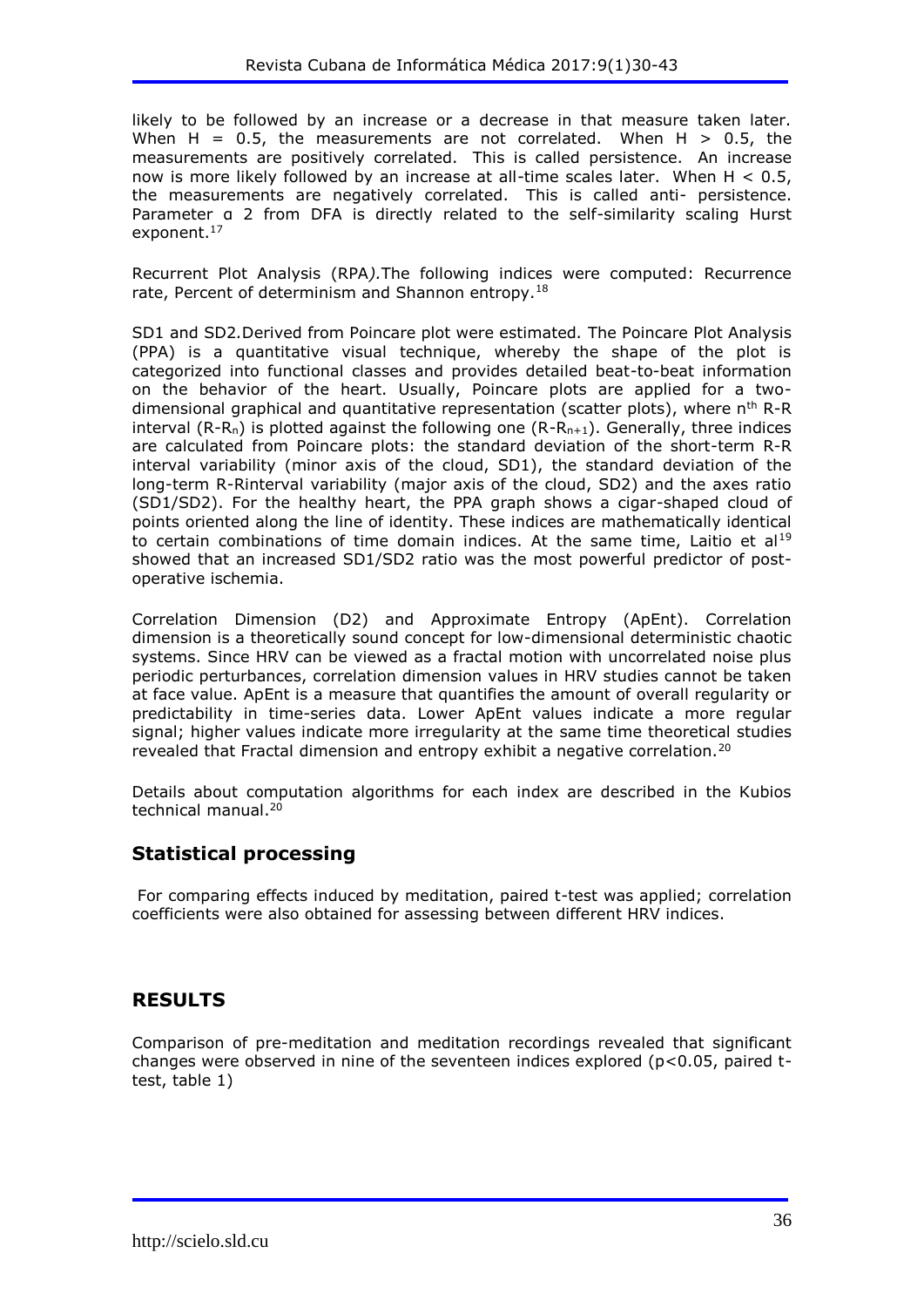likely to be followed by an increase or a decrease in that measure taken later. When H = 0.5, the measurements are not correlated. When H > 0.5, the measurements are positively correlated. This is called persistence. An increase now is more likely followed by an increase at all-time scales later. When H < 0.5, the measurements are negatively correlated. This is called anti- persistence. Parameter α 2 from DFA is directly related to the self-similarity scaling Hurst exponent.[17]

Recurrent Plot Analysis (RPA*)*.The following indices were computed: Recurrence rate, Percent of determinism and Shannon entropy.[18]

SD1 and SD2*.*Derived from Poincare plot were estimated*.* The Poincare Plot Analysis (PPA) is a quantitative visual technique, whereby the shape of the plot is categorized into functional classes and provides detailed beat-to-beat information on the behavior of the heart. Usually, Poincare plots are applied for a two-dimensional graphical and quantitative representation (scatter plots), where $n^{th}$ R-R interval ($R\text{-}R_n$) is plotted against the following one ($R\text{-}R_{n+1}$). Generally, three indices are calculated from Poincare plots: the standard deviation of the short-term R-R interval variability (minor axis of the cloud, SD1), the standard deviation of the long-term R-Rinterval variability (major axis of the cloud, SD2) and the axes ratio (SD1/SD2). For the healthy heart, the PPA graph shows a cigar-shaped cloud of points oriented along the line of identity. These indices are mathematically identical to certain combinations of time domain indices. At the same time, Laitio et al[19] showed that an increased SD1/SD2 ratio was the most powerful predictor of post-operative ischemia.

Correlation Dimension (D2) and Approximate Entropy (ApEnt). Correlation dimension is a theoretically sound concept for low-dimensional deterministic chaotic systems. Since HRV can be viewed as a fractal motion with uncorrelated noise plus periodic perturbances, correlation dimension values in HRV studies cannot be taken at face value. ApEnt is a measure that quantifies the amount of overall regularity or predictability in time-series data. Lower ApEnt values indicate a more regular signal; higher values indicate more irregularity at the same time theoretical studies revealed that Fractal dimension and entropy exhibit a negative correlation.[20]

Details about computation algorithms for each index are described in the Kubios technical manual.[20]

## Statistical processing

For comparing effects induced by meditation, paired t-test was applied; correlation coefficients were also obtained for assessing between different HRV indices.

## RESULTS

Comparison of pre-meditation and meditation recordings revealed that significant changes were observed in nine of the seventeen indices explored ($p<0.05$, paired t-test, table 1)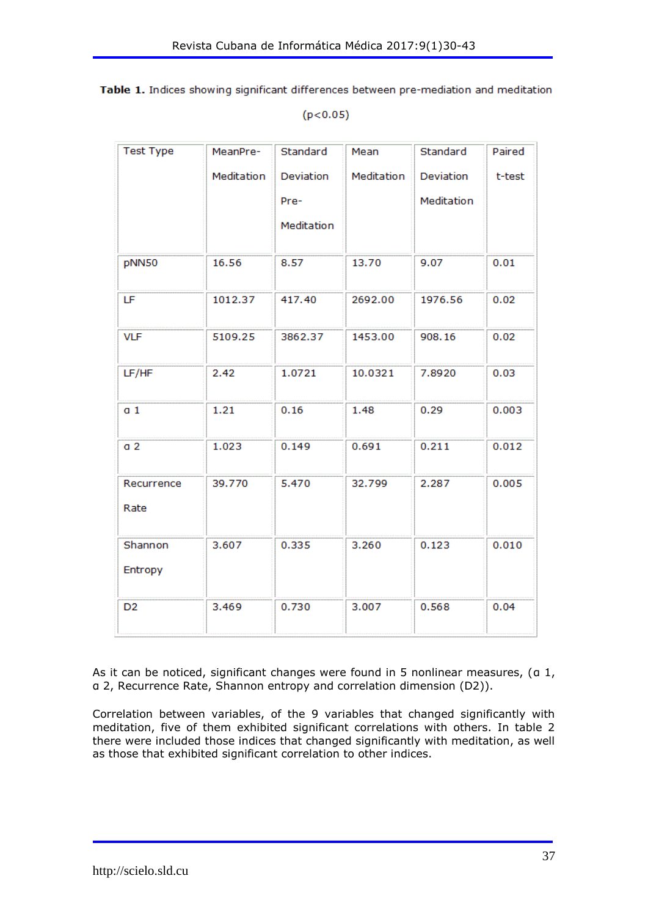**Table 1.** Indices showing significant differences between pre-mediation and meditation ($p<0.05$)

| Test Type | MeanPre-Meditation | Standard Deviation Pre-Meditation | Mean Meditation | Standard Deviation Meditation | Paired t-test |
|---|---|---|---|---|---|
| pNN50 | 16.56 | 8.57 | 13.70 | 9.07 | 0.01 |
| LF | 1012.37 | 417.40 | 2692.00 | 1976.56 | 0.02 |
| VLF | 5109.25 | 3862.37 | 1453.00 | 908.16 | 0.02 |
| LF/HF | 2.42 | 1.0721 | 10.0321 | 7.8920 | 0.03 |
| α 1 | 1.21 | 0.16 | 1.48 | 0.29 | 0.003 |
| α 2 | 1.023 | 0.149 | 0.691 | 0.211 | 0.012 |
| Recurrence Rate | 39.770 | 5.470 | 32.799 | 2.287 | 0.005 |
| Shannon Entropy | 3.607 | 0.335 | 3.260 | 0.123 | 0.010 |
| D2 | 3.469 | 0.730 | 3.007 | 0.568 | 0.04 |

As it can be noticed, significant changes were found in 5 nonlinear measures, (α 1, α 2, Recurrence Rate, Shannon entropy and correlation dimension (D2)).

Correlation between variables, of the 9 variables that changed significantly with meditation, five of them exhibited significant correlations with others. In table 2 there were included those indices that changed significantly with meditation, as well as those that exhibited significant correlation to other indices.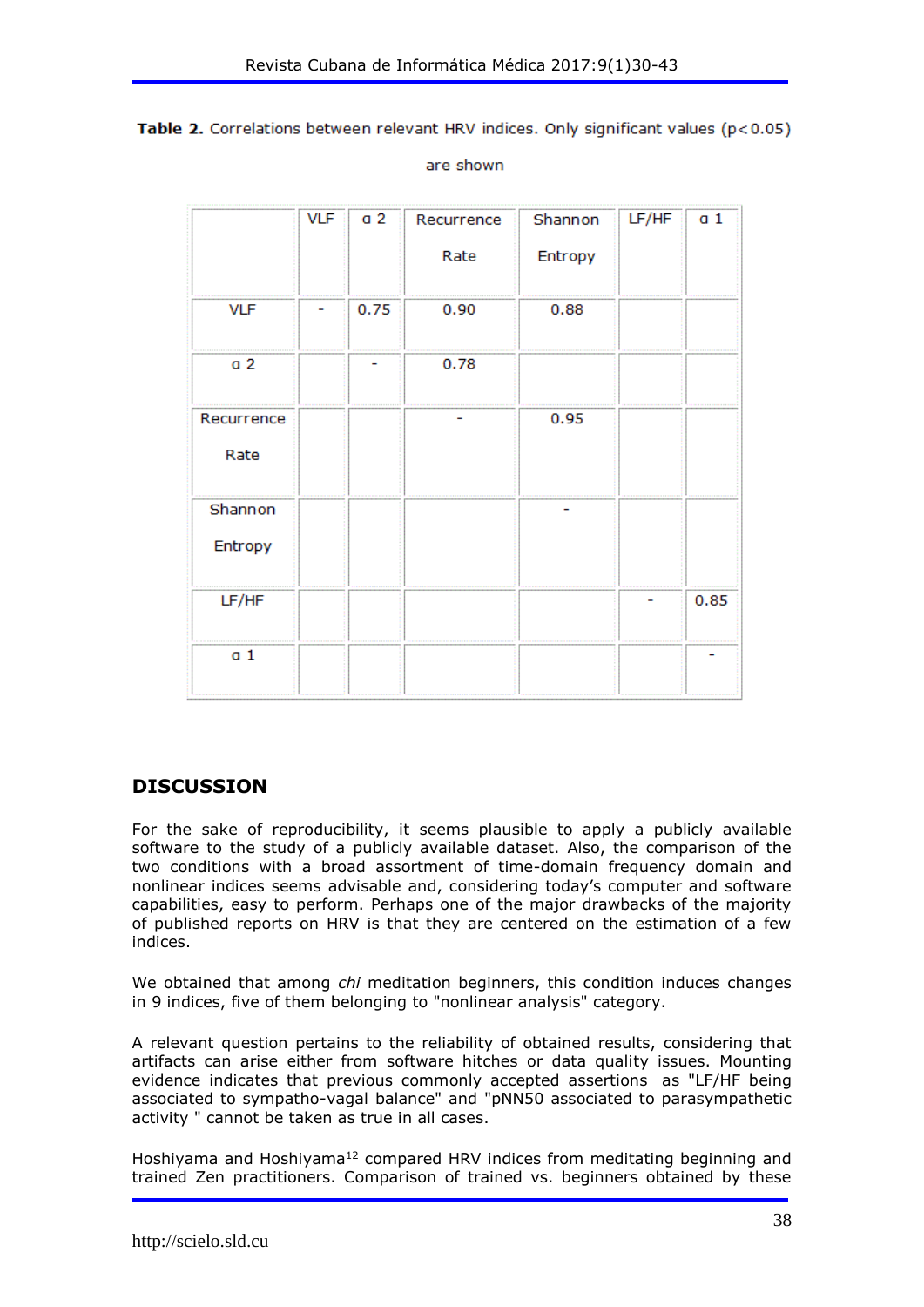**Table 2.** Correlations between relevant HRV indices. Only significant values ($p<0.05$) are shown

| | VLF | α 2 | Recurrence Rate | Shannon Entropy | LF/HF | α 1 |
|---|---|---|---|---|---|---|
| VLF | - | 0.75 | 0.90 | 0.88 | | |
| α 2 | | - | 0.78 | | | |
| Recurrence Rate | | | - | 0.95 | | |
| Shannon Entropy | | | | - | | |
| LF/HF | | | | | - | 0.85 |
| α 1 | | | | | | - |

## DISCUSSION

For the sake of reproducibility, it seems plausible to apply a publicly available software to the study of a publicly available dataset. Also, the comparison of the two conditions with a broad assortment of time-domain frequency domain and nonlinear indices seems advisable and, considering today's computer and software capabilities, easy to perform. Perhaps one of the major drawbacks of the majority of published reports on HRV is that they are centered on the estimation of a few indices.

We obtained that among *chi* meditation beginners, this condition induces changes in 9 indices, five of them belonging to "nonlinear analysis" category.

A relevant question pertains to the reliability of obtained results, considering that artifacts can arise either from software hitches or data quality issues. Mounting evidence indicates that previous commonly accepted assertions as "LF/HF being associated to sympatho-vagal balance" and "pNN50 associated to parasympathetic activity " cannot be taken as true in all cases.

Hoshiyama and Hoshiyama[12] compared HRV indices from meditating beginning and trained Zen practitioners. Comparison of trained vs. beginners obtained by these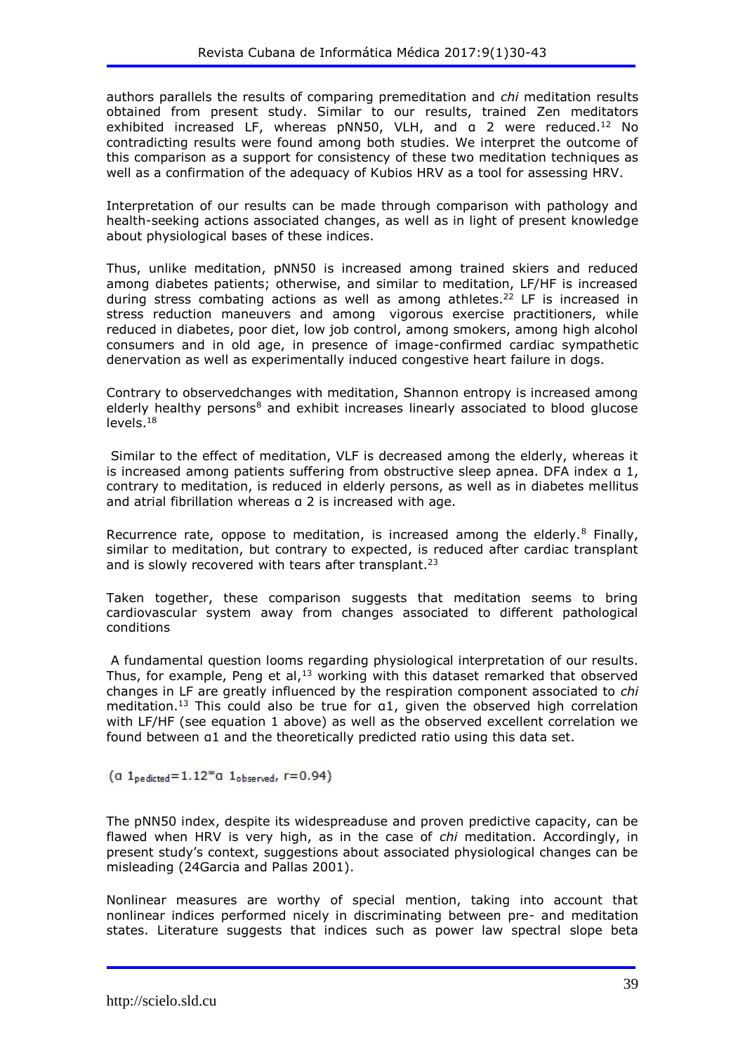authors parallels the results of comparing premeditation and *chi* meditation results obtained from present study. Similar to our results, trained Zen meditators exhibited increased LF, whereas pNN50, VLH, and ɑ 2 were reduced.[12] No contradicting results were found among both studies. We interpret the outcome of this comparison as a support for consistency of these two meditation techniques as well as a confirmation of the adequacy of Kubios HRV as a tool for assessing HRV.

Interpretation of our results can be made through comparison with pathology and health-seeking actions associated changes, as well as in light of present knowledge about physiological bases of these indices.

Thus, unlike meditation, pNN50 is increased among trained skiers and reduced among diabetes patients; otherwise, and similar to meditation, LF/HF is increased during stress combating actions as well as among athletes.[22] LF is increased in stress reduction maneuvers and among vigorous exercise practitioners, while reduced in diabetes, poor diet, low job control, among smokers, among high alcohol consumers and in old age, in presence of image-confirmed cardiac sympathetic denervation as well as experimentally induced congestive heart failure in dogs.

Contrary to observedchanges with meditation, Shannon entropy is increased among elderly healthy persons[8] and exhibit increases linearly associated to blood glucose levels.[18]

Similar to the effect of meditation, VLF is decreased among the elderly, whereas it is increased among patients suffering from obstructive sleep apnea. DFA index ɑ 1, contrary to meditation, is reduced in elderly persons, as well as in diabetes mellitus and atrial fibrillation whereas ɑ 2 is increased with age.

Recurrence rate, oppose to meditation, is increased among the elderly.[8] Finally, similar to meditation, but contrary to expected, is reduced after cardiac transplant and is slowly recovered with tears after transplant.[23]

Taken together, these comparison suggests that meditation seems to bring cardiovascular system away from changes associated to different pathological conditions

A fundamental question looms regarding physiological interpretation of our results. Thus, for example, Peng et al,[13] working with this dataset remarked that observed changes in LF are greatly influenced by the respiration component associated to *chi* meditation.[13] This could also be true for ɑ1, given the observed high correlation with LF/HF (see equation 1 above) as well as the observed excellent correlation we found between ɑ1 and the theoretically predicted ratio using this data set.

$(\alpha\ 1_{pedicted} = 1.12 * \alpha\ 1_{observed},\ r = 0.94)$

The pNN50 index, despite its widespreaduse and proven predictive capacity, can be flawed when HRV is very high, as in the case of *chi* meditation. Accordingly, in present study's context, suggestions about associated physiological changes can be misleading (24Garcia and Pallas 2001).

Nonlinear measures are worthy of special mention, taking into account that nonlinear indices performed nicely in discriminating between pre- and meditation states. Literature suggests that indices such as power law spectral slope beta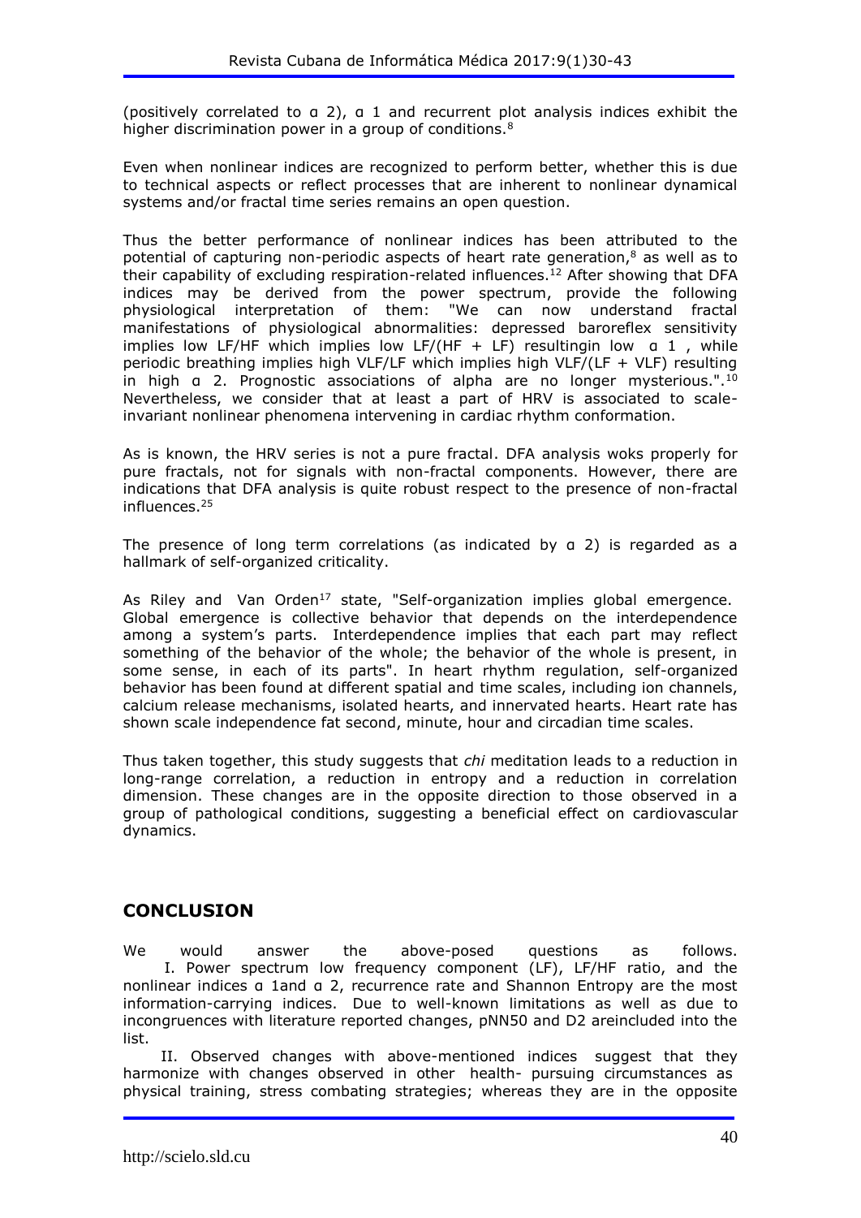(positively correlated to $\alpha$ 2), $\alpha$ 1 and recurrent plot analysis indices exhibit the higher discrimination power in a group of conditions.[8]

Even when nonlinear indices are recognized to perform better, whether this is due to technical aspects or reflect processes that are inherent to nonlinear dynamical systems and/or fractal time series remains an open question.

Thus the better performance of nonlinear indices has been attributed to the potential of capturing non-periodic aspects of heart rate generation,[8] as well as to their capability of excluding respiration-related influences.[12] After showing that DFA indices may be derived from the power spectrum, provide the following physiological interpretation of them: "We can now understand fractal manifestations of physiological abnormalities: depressed baroreflex sensitivity implies low LF/HF which implies low LF/(HF + LF) resultingin low $\alpha$ 1 , while periodic breathing implies high VLF/LF which implies high VLF/(LF + VLF) resulting in high $\alpha$ 2. Prognostic associations of alpha are no longer mysterious.".[10] Nevertheless, we consider that at least a part of HRV is associated to scale-invariant nonlinear phenomena intervening in cardiac rhythm conformation.

As is known, the HRV series is not a pure fractal. DFA analysis woks properly for pure fractals, not for signals with non-fractal components. However, there are indications that DFA analysis is quite robust respect to the presence of non-fractal influences.[25]

The presence of long term correlations (as indicated by $\alpha$ 2) is regarded as a hallmark of self-organized criticality.

As Riley and Van Orden[17] state, "Self-organization implies global emergence. Global emergence is collective behavior that depends on the interdependence among a system's parts. Interdependence implies that each part may reflect something of the behavior of the whole; the behavior of the whole is present, in some sense, in each of its parts". In heart rhythm regulation, self-organized behavior has been found at different spatial and time scales, including ion channels, calcium release mechanisms, isolated hearts, and innervated hearts. Heart rate has shown scale independence fat second, minute, hour and circadian time scales.

Thus taken together, this study suggests that *chi* meditation leads to a reduction in long-range correlation, a reduction in entropy and a reduction in correlation dimension. These changes are in the opposite direction to those observed in a group of pathological conditions, suggesting a beneficial effect on cardiovascular dynamics.

## CONCLUSION

We would answer the above-posed questions as follows.

I. Power spectrum low frequency component (LF), LF/HF ratio, and the nonlinear indices $\alpha$ 1and $\alpha$ 2, recurrence rate and Shannon Entropy are the most information-carrying indices. Due to well-known limitations as well as due to incongruences with literature reported changes, pNN50 and D2 areincluded into the list.

II. Observed changes with above-mentioned indices suggest that they harmonize with changes observed in other health- pursuing circumstances as physical training, stress combating strategies; whereas they are in the opposite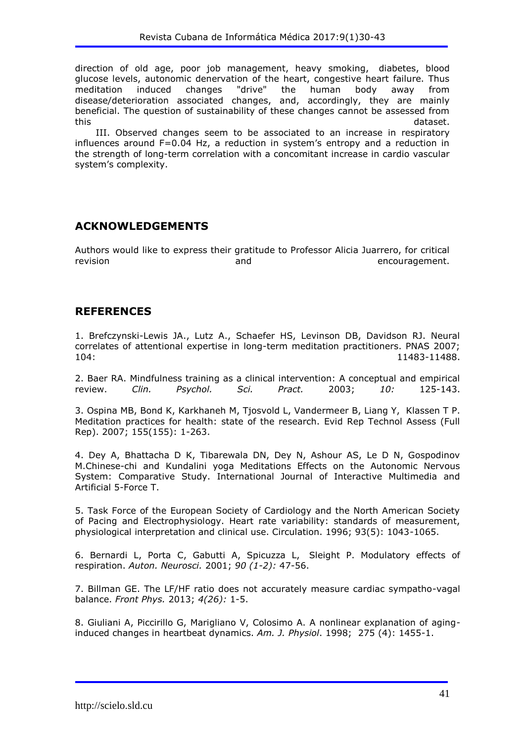direction of old age, poor job management, heavy smoking, diabetes, blood glucose levels, autonomic denervation of the heart, congestive heart failure. Thus meditation induced changes "drive" the human body away from disease/deterioration associated changes, and, accordingly, they are mainly beneficial. The question of sustainability of these changes cannot be assessed from this dataset.

III. Observed changes seem to be associated to an increase in respiratory influences around F=0.04 Hz, a reduction in system's entropy and a reduction in the strength of long-term correlation with a concomitant increase in cardio vascular system's complexity.

## ACKNOWLEDGEMENTS

Authors would like to express their gratitude to Professor Alicia Juarrero, for critical revision and encouragement.

## REFERENCES

1. Brefczynski-Lewis JA., Lutz A., Schaefer HS, Levinson DB, Davidson RJ. Neural correlates of attentional expertise in long-term meditation practitioners. PNAS 2007; 104: 11483-11488.

2. Baer RA. Mindfulness training as a clinical intervention: A conceptual and empirical review. *Clin. Psychol. Sci. Pract.* 2003; *10:* 125-143.

3. Ospina MB, Bond K, Karkhaneh M, Tjosvold L, Vandermeer B, Liang Y, Klassen T P. Meditation practices for health: state of the research. Evid Rep Technol Assess (Full Rep). 2007; 155(155): 1-263.

4. Dey A, Bhattacha D K, Tibarewala DN, Dey N, Ashour AS, Le D N, Gospodinov M.Chinese-chi and Kundalini yoga Meditations Effects on the Autonomic Nervous System: Comparative Study. International Journal of Interactive Multimedia and Artificial 5-Force T.

5. Task Force of the European Society of Cardiology and the North American Society of Pacing and Electrophysiology. Heart rate variability: standards of measurement, physiological interpretation and clinical use. Circulation. 1996; 93(5): 1043-1065.

6. Bernardi L, Porta C, Gabutti A, Spicuzza L, Sleight P. Modulatory effects of respiration. *Auton. Neurosci.* 2001; *90 (1-2):* 47-56.

7. Billman GE. The LF/HF ratio does not accurately measure cardiac sympatho-vagal balance. *Front Phys.* 2013; *4(26):* 1-5.

8. Giuliani A, Piccirillo G, Marigliano V, Colosimo A. A nonlinear explanation of aging-induced changes in heartbeat dynamics. *Am. J. Physiol*. 1998; 275 (4): 1455-1.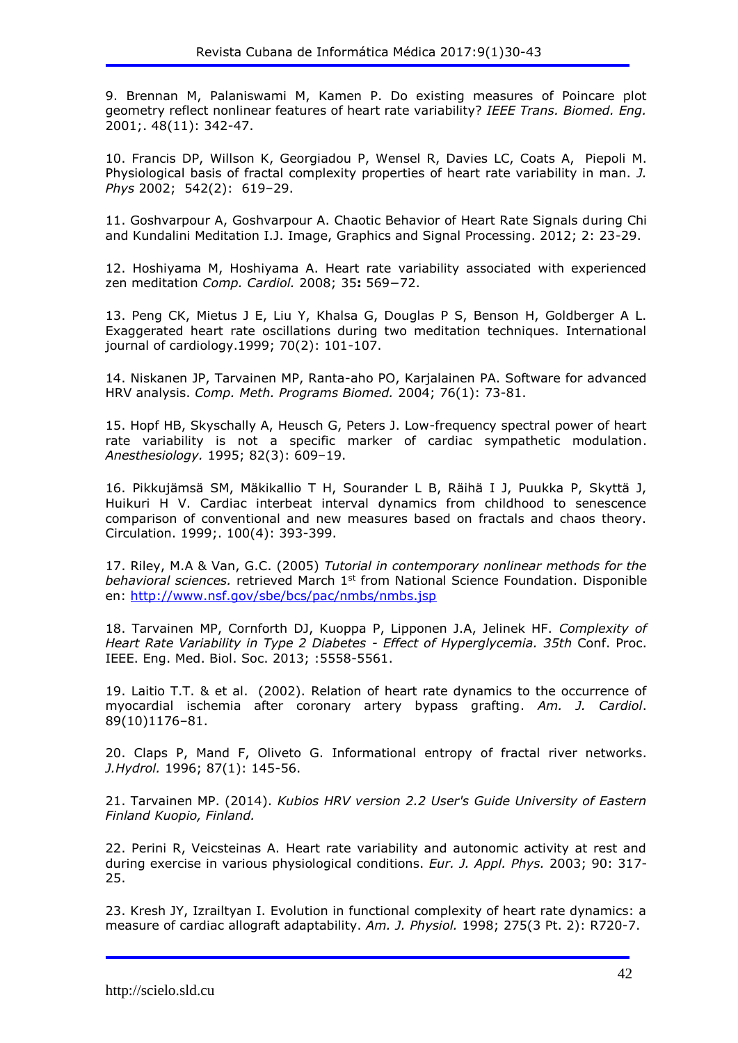9. Brennan M, Palaniswami M, Kamen P. Do existing measures of Poincare plot geometry reflect nonlinear features of heart rate variability? *IEEE Trans. Biomed. Eng.* 2001;. 48(11): 342-47.

10. Francis DP, Willson K, Georgiadou P, Wensel R, Davies LC, Coats A, Piepoli M. Physiological basis of fractal complexity properties of heart rate variability in man. *J. Phys* 2002; 542(2): 619–29.

11. Goshvarpour A, Goshvarpour A. Chaotic Behavior of Heart Rate Signals during Chi and Kundalini Meditation I.J. Image, Graphics and Signal Processing. 2012; 2: 23-29.

12. Hoshiyama M, Hoshiyama A. Heart rate variability associated with experienced zen meditation *Comp. Cardiol.* 2008; 35**:** 569−72.

13. Peng CK, Mietus J E, Liu Y, Khalsa G, Douglas P S, Benson H, Goldberger A L. Exaggerated heart rate oscillations during two meditation techniques. International journal of cardiology.1999; 70(2): 101-107.

14. Niskanen JP, Tarvainen MP, Ranta-aho PO, Karjalainen PA. Software for advanced HRV analysis. *Comp. Meth. Programs Biomed.* 2004; 76(1): 73-81.

15. Hopf HB, Skyschally A, Heusch G, Peters J. Low-frequency spectral power of heart rate variability is not a specific marker of cardiac sympathetic modulation. *Anesthesiology.* 1995; 82(3): 609–19.

16. Pikkujämsä SM, Mäkikallio T H, Sourander L B, Räihä I J, Puukka P, Skyttä J, Huikuri H V. Cardiac interbeat interval dynamics from childhood to senescence comparison of conventional and new measures based on fractals and chaos theory. Circulation. 1999;. 100(4): 393-399.

17. Riley, M.A & Van, G.C. (2005) *Tutorial in contemporary nonlinear methods for the behavioral sciences.* retrieved March 1st from National Science Foundation. Disponible en: http://www.nsf.gov/sbe/bcs/pac/nmbs/nmbs.jsp

18. Tarvainen MP, Cornforth DJ, Kuoppa P, Lipponen J.A, Jelinek HF. *Complexity of Heart Rate Variability in Type 2 Diabetes - Effect of Hyperglycemia. 35th* Conf. Proc. IEEE. Eng. Med. Biol. Soc. 2013; :5558-5561.

19. Laitio T.T. & et al. (2002). Relation of heart rate dynamics to the occurrence of myocardial ischemia after coronary artery bypass grafting. *Am. J. Cardiol*. 89(10)1176–81.

20. Claps P, Mand F, Oliveto G. Informational entropy of fractal river networks. *J.Hydrol.* 1996; 87(1): 145-56.

21. Tarvainen MP. (2014). *Kubios HRV version 2.2 User's Guide University of Eastern Finland Kuopio, Finland.*

22. Perini R, Veicsteinas A. Heart rate variability and autonomic activity at rest and during exercise in various physiological conditions. *Eur. J. Appl. Phys.* 2003; 90: 317-25.

23. Kresh JY, Izrailtyan I. Evolution in functional complexity of heart rate dynamics: a measure of cardiac allograft adaptability. *Am. J. Physiol.* 1998; 275(3 Pt. 2): R720-7.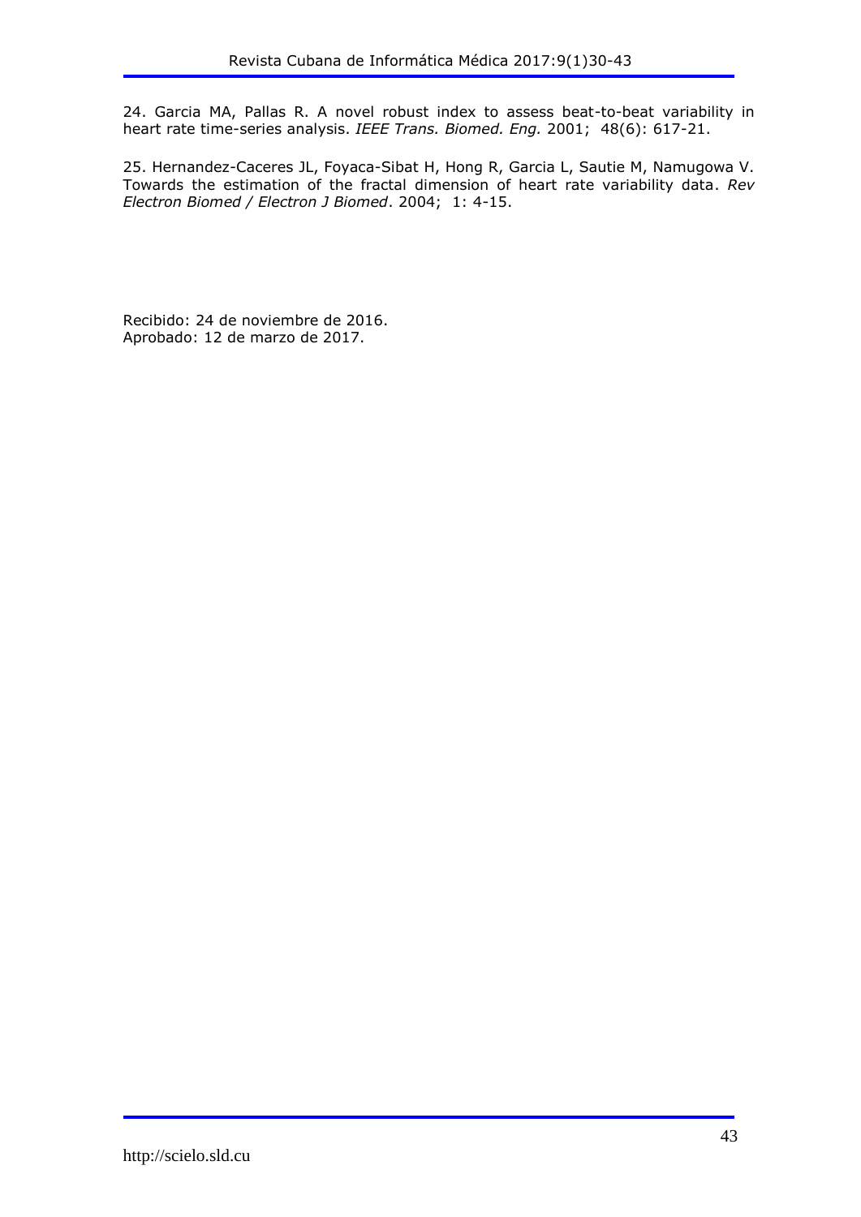24. Garcia MA, Pallas R. A novel robust index to assess beat-to-beat variability in heart rate time-series analysis. *IEEE Trans. Biomed. Eng.* 2001; 48(6): 617-21.

25. Hernandez-Caceres JL, Foyaca-Sibat H, Hong R, Garcia L, Sautie M, Namugowa V. Towards the estimation of the fractal dimension of heart rate variability data. *Rev Electron Biomed / Electron J Biomed*. 2004; 1: 4-15.

Recibido: 24 de noviembre de 2016.
Aprobado: 12 de marzo de 2017.